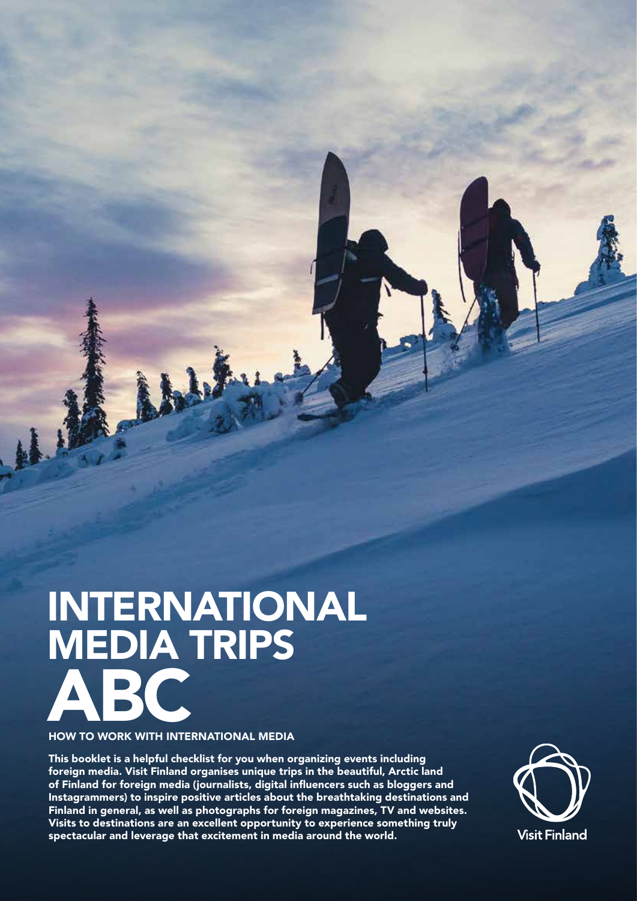# INTERNATIONAL MEDIA TRIPS ABC

## HOW TO WORK WITH INTERNATIONAL MEDIA

**This booklet is a helpful checklist for you when organizing events including foreign media. Visit Finland organises unique trips in the beautiful, Arctic land of Finland for foreign media (journalists, digital influencers such as bloggers and Instagrammers) to inspire positive articles about the breathtaking destinations and Finland in general, as well as photographs for foreign magazines, TV and websites. Visits to destinations are an excellent opportunity to experience something truly spectacular and leverage that excitement in media around the world.**

Visit Finland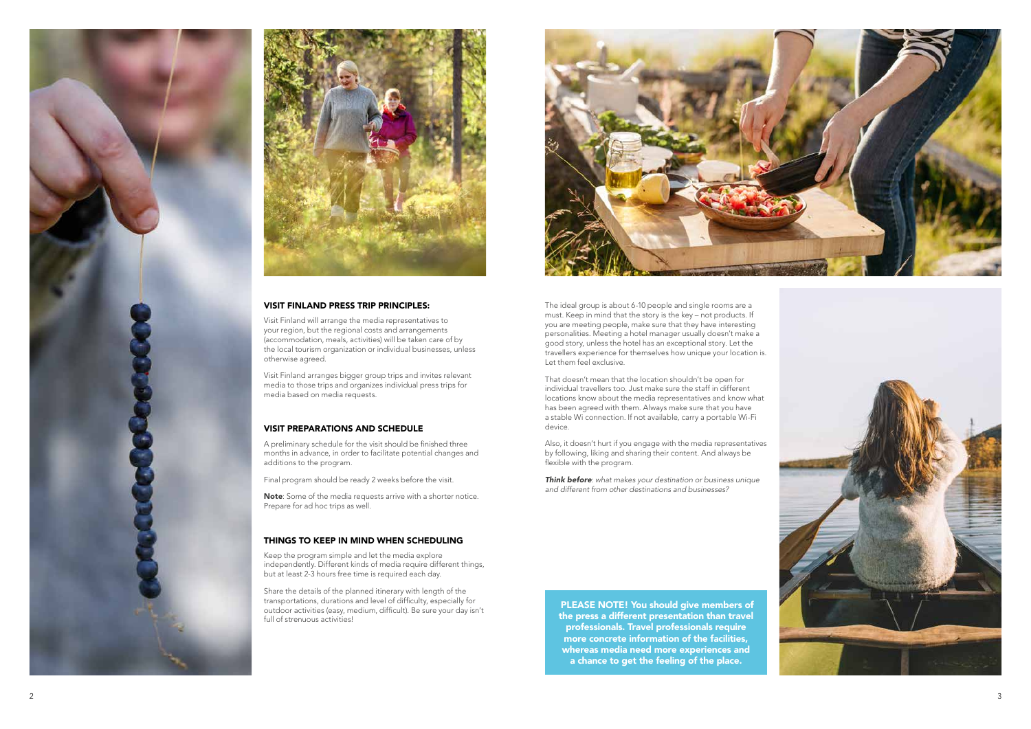## VISIT FINLAND PRESS TRIP PRINCIPLES:

Visit Finland will arrange the media representatives to your region, but the regional costs and arrangements (accommodation, meals, activities) will be taken care of by the local tourism organization or individual businesses, unless otherwise agreed.

Visit Finland arranges bigger group trips and invites relevant media to those trips and organizes individual press trips for media based on media requests.

## VISIT PREPARATIONS AND SCHEDULE

A preliminary schedule for the visit should be finished three months in advance, in order to facilitate potential changes and additions to the program.

Final program should be ready 2 weeks before the visit.

**Note**: Some of the media requests arrive with a shorter notice. Prepare for ad hoc trips as well.

## THINGS TO KEEP IN MIND WHEN SCHEDULING

Keep the program simple and let the media explore independently. Different kinds of media require different things, but at least 2-3 hours free time is required each day.

Share the details of the planned itinerary with length of the transportations, durations and level of difficulty, especially for outdoor activities (easy, medium, difficult). Be sure your day isn't full of strenuous activities!

The ideal group is about 6-10 people and single rooms are a must. Keep in mind that the story is the key – not products. If you are meeting people, make sure that they have interesting personalities. Meeting a hotel manager usually doesn't make a good story, unless the hotel has an exceptional story. Let the travellers experience for themselves how unique your location is. Let them feel exclusive.

That doesn't mean that the location shouldn't be open for individual travellers too. Just make sure the staff in different locations know about the media representatives and know what has been agreed with them. Always make sure that you have a stable Wi connection. If not available, carry a portable Wi-Fi device.

Also, it doesn't hurt if you engage with the media representatives by following, liking and sharing their content. And always be flexible with the program.

***Think before****: what makes your destination or business unique and different from other destinations and businesses?*

**PLEASE NOTE! You should give members of the press a different presentation than travel professionals. Travel professionals require more concrete information of the facilities, whereas media need more experiences and a chance to get the feeling of the place.**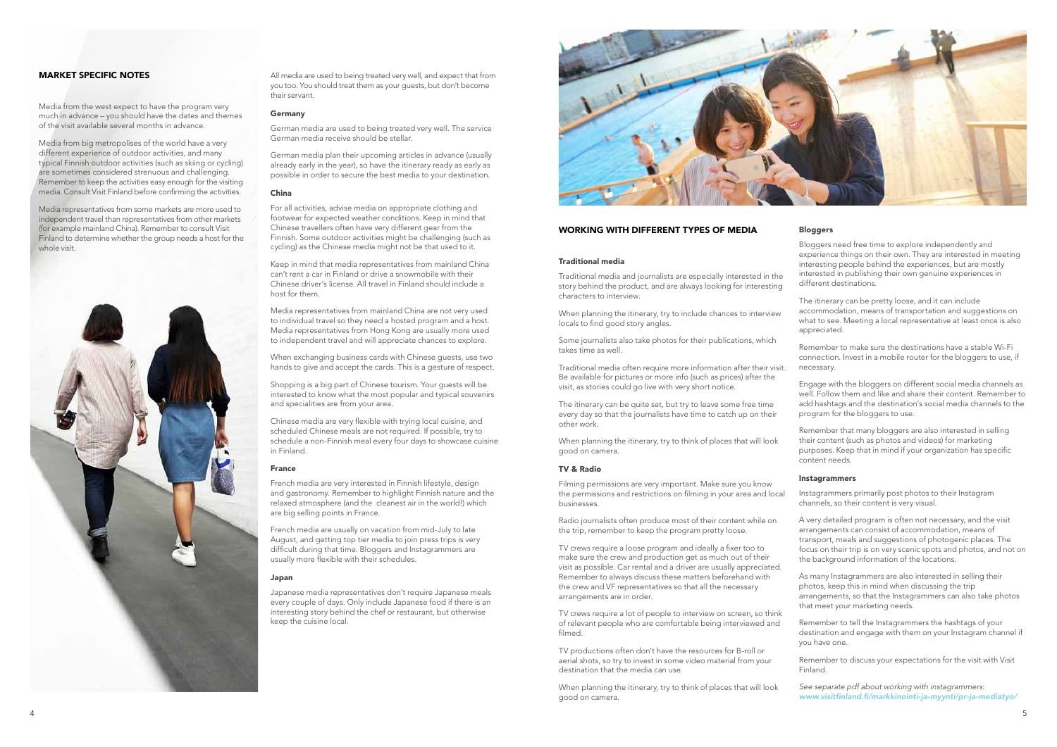## MARKET SPECIFIC NOTES

Media from the west expect to have the program very much in advance – you should have the dates and themes of the visit available several months in advance.

Media from big metropolises of the world have a very different experience of outdoor activities, and many typical Finnish outdoor activities (such as skiing or cycling) are sometimes considered strenuous and challenging. Remember to keep the activities easy enough for the visiting media. Consult Visit Finland before confirming the activities.

Media representatives from some markets are more used to independent travel than representatives from other markets (for example mainland China). Remember to consult Visit Finland to determine whether the group needs a host for the whole visit.

All media are used to being treated very well, and expect that from you too. You should treat them as your guests, but don't become their servant.

### Germany

German media are used to being treated very well. The service German media receive should be stellar.

German media plan their upcoming articles in advance (usually already early in the year), so have the itinerary ready as early as possible in order to secure the best media to your destination.

### China

For all activities, advise media on appropriate clothing and footwear for expected weather conditions. Keep in mind that Chinese travellers often have very different gear from the Finnish. Some outdoor activities might be challenging (such as cycling) as the Chinese media might not be that used to it.

Keep in mind that media representatives from mainland China can't rent a car in Finland or drive a snowmobile with their Chinese driver's license. All travel in Finland should include a host for them.

Media representatives from mainland China are not very used to individual travel so they need a hosted program and a host. Media representatives from Hong Kong are usually more used to independent travel and will appreciate chances to explore.

When exchanging business cards with Chinese guests, use two hands to give and accept the cards. This is a gesture of respect.

Shopping is a big part of Chinese tourism. Your guests will be interested to know what the most popular and typical souvenirs and specialities are from your area.

Chinese media are very flexible with trying local cuisine, and scheduled Chinese meals are not required. If possible, try to schedule a non-Finnish meal every four days to showcase cuisine in Finland.

### France

French media are very interested in Finnish lifestyle, design and gastronomy. Remember to highlight Finnish nature and the relaxed atmosphere (and the cleanest air in the world!) which are big selling points in France.

French media are usually on vacation from mid-July to late August, and getting top tier media to join press trips is very difficult during that time. Bloggers and Instagrammers are usually more flexible with their schedules.

### Japan

Japanese media representatives don't require Japanese meals every couple of days. Only include Japanese food if there is an interesting story behind the chef or restaurant, but otherwise keep the cuisine local.

## WORKING WITH DIFFERENT TYPES OF MEDIA

### Traditional media

Traditional media and journalists are especially interested in the story behind the product, and are always looking for interesting characters to interview.

When planning the itinerary, try to include chances to interview locals to find good story angles.

Some journalists also take photos for their publications, which takes time as well.

Traditional media often require more information after their visit. Be available for pictures or more info (such as prices) after the visit, as stories could go live with very short notice.

The itinerary can be quite set, but try to leave some free time every day so that the journalists have time to catch up on their other work.

When planning the itinerary, try to think of places that will look good on camera.

### TV & Radio

Filming permissions are very important. Make sure you know the permissions and restrictions on filming in your area and local businesses.

Radio journalists often produce most of their content while on the trip, remember to keep the program pretty loose.

TV crews require a loose program and ideally a fixer too to make sure the crew and production get as much out of their visit as possible. Car rental and a driver are usually appreciated. Remember to always discuss these matters beforehand with the crew and VF representatives so that all the necessary arrangements are in order.

TV crews require a lot of people to interview on screen, so think of relevant people who are comfortable being interviewed and filmed.

TV productions often don't have the resources for B-roll or aerial shots, so try to invest in some video material from your destination that the media can use.

When planning the itinerary, try to think of places that will look good on camera.

### Bloggers

Bloggers need free time to explore independently and experience things on their own. They are interested in meeting interesting people behind the experiences, but are mostly interested in publishing their own genuine experiences in different destinations.

The itinerary can be pretty loose, and it can include accommodation, means of transportation and suggestions on what to see. Meeting a local representative at least once is also appreciated.

Remember to make sure the destinations have a stable Wi-Fi connection. Invest in a mobile router for the bloggers to use, if necessary.

Engage with the bloggers on different social media channels as well. Follow them and like and share their content. Remember to add hashtags and the destination's social media channels to the program for the bloggers to use.

Remember that many bloggers are also interested in selling their content (such as photos and videos) for marketing purposes. Keep that in mind if your organization has specific content needs.

### Instagrammers

Instagrammers primarily post photos to their Instagram channels, so their content is very visual.

A very detailed program is often not necessary, and the visit arrangements can consist of accommodation, means of transport, meals and suggestions of photogenic places. The focus on their trip is on very scenic spots and photos, and not on the background information of the locations.

As many Instagrammers are also interested in selling their photos, keep this in mind when discussing the trip arrangements, so that the Instagrammers can also take photos that meet your marketing needs.

Remember to tell the Instagrammers the hashtags of your destination and engage with them on your Instagram channel if you have one.

Remember to discuss your expectations for the visit with Visit Finland.

*See separate pdf about working with instagrammers: www.visitfinland.fi/markkinointi-ja-myynti/pr-ja-mediatyo/*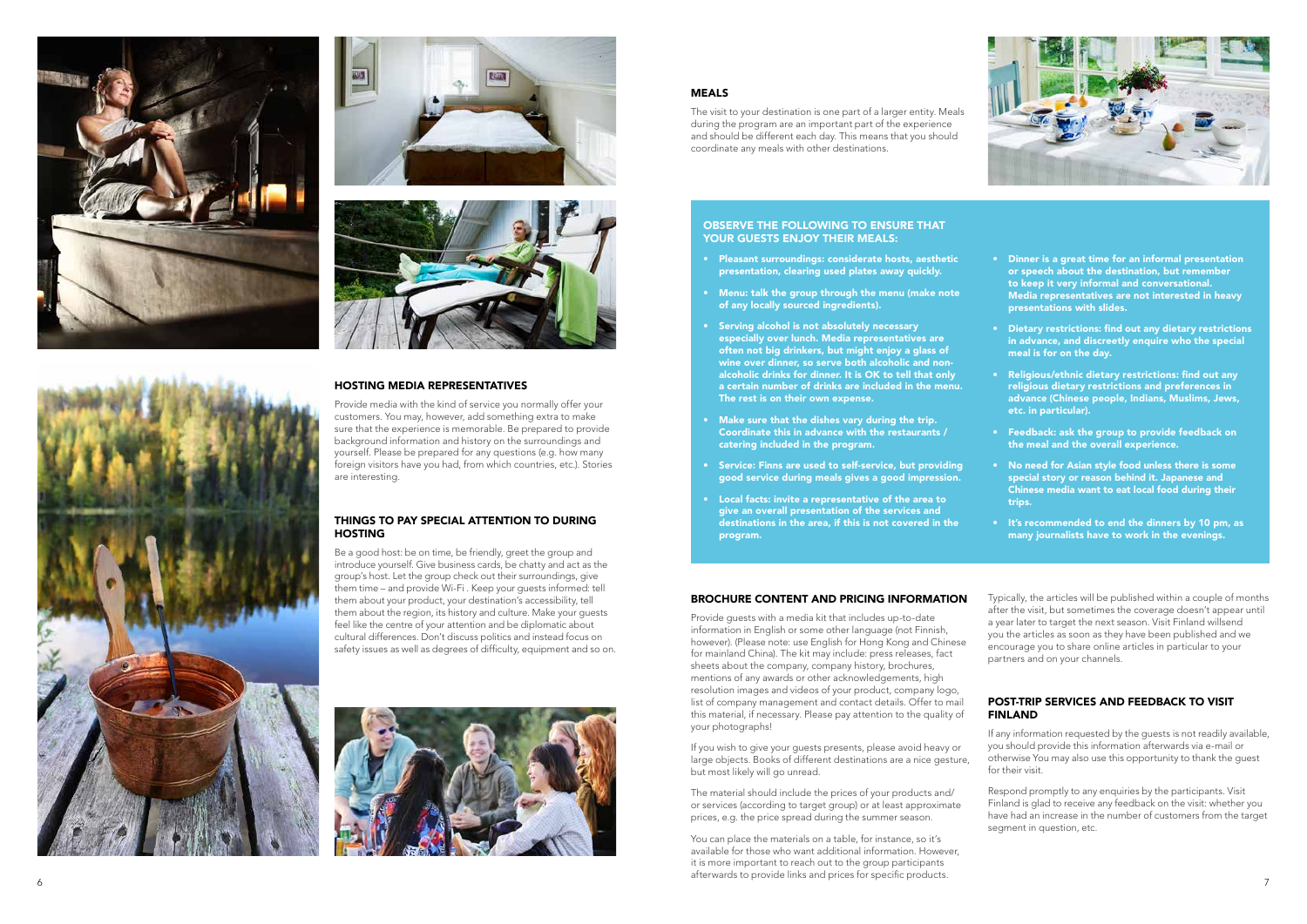## HOSTING MEDIA REPRESENTATIVES

Provide media with the kind of service you normally offer your customers. You may, however, add something extra to make sure that the experience is memorable. Be prepared to provide background information and history on the surroundings and yourself. Please be prepared for any questions (e.g. how many foreign visitors have you had, from which countries, etc.). Stories are interesting.

## THINGS TO PAY SPECIAL ATTENTION TO DURING HOSTING

Be a good host: be on time, be friendly, greet the group and introduce yourself. Give business cards, be chatty and act as the group's host. Let the group check out their surroundings, give them time – and provide Wi-Fi . Keep your guests informed: tell them about your product, your destination's accessibility, tell them about the region, its history and culture. Make your guests feel like the centre of your attention and be diplomatic about cultural differences. Don't discuss politics and instead focus on safety issues as well as degrees of difficulty, equipment and so on.

## MEALS

The visit to your destination is one part of a larger entity. Meals during the program are an important part of the experience and should be different each day. This means that you should coordinate any meals with other destinations.

### OBSERVE THE FOLLOWING TO ENSURE THAT YOUR GUESTS ENJOY THEIR MEALS:

- **Pleasant surroundings: considerate hosts, aesthetic presentation, clearing used plates away quickly.**
- **Menu: talk the group through the menu (make note of any locally sourced ingredients).**
- **Serving alcohol is not absolutely necessary especially over lunch. Media representatives are often not big drinkers, but might enjoy a glass of wine over dinner, so serve both alcoholic and non-alcoholic drinks for dinner. It is OK to tell that only a certain number of drinks are included in the menu. The rest is on their own expense.**
- **Make sure that the dishes vary during the trip. Coordinate this in advance with the restaurants / catering included in the program.**
- **Service: Finns are used to self-service, but providing good service during meals gives a good impression.**
- **Local facts: invite a representative of the area to give an overall presentation of the services and destinations in the area, if this is not covered in the program.**
- **Dinner is a great time for an informal presentation or speech about the destination, but remember to keep it very informal and conversational. Media representatives are not interested in heavy presentations with slides.**
- **Dietary restrictions: find out any dietary restrictions in advance, and discreetly enquire who the special meal is for on the day.**
- **Religious/ethnic dietary restrictions: find out any religious dietary restrictions and preferences in advance (Chinese people, Indians, Muslims, Jews, etc. in particular).**
- **Feedback: ask the group to provide feedback on the meal and the overall experience.**
- **No need for Asian style food unless there is some special story or reason behind it. Japanese and Chinese media want to eat local food during their trips.**
- **It's recommended to end the dinners by 10 pm, as many journalists have to work in the evenings.**

## BROCHURE CONTENT AND PRICING INFORMATION

Provide guests with a media kit that includes up-to-date information in English or some other language (not Finnish, however). (Please note: use English for Hong Kong and Chinese for mainland China). The kit may include: press releases, fact sheets about the company, company history, brochures, mentions of any awards or other acknowledgements, high resolution images and videos of your product, company logo, list of company management and contact details. Offer to mail this material, if necessary. Please pay attention to the quality of your photographs!

If you wish to give your guests presents, please avoid heavy or large objects. Books of different destinations are a nice gesture, but most likely will go unread.

The material should include the prices of your products and/ or services (according to target group) or at least approximate prices, e.g. the price spread during the summer season.

You can place the materials on a table, for instance, so it's available for those who want additional information. However, it is more important to reach out to the group participants afterwards to provide links and prices for specific products.

Typically, the articles will be published within a couple of months after the visit, but sometimes the coverage doesn't appear until a year later to target the next season. Visit Finland willsend you the articles as soon as they have been published and we encourage you to share online articles in particular to your partners and on your channels.

## POST-TRIP SERVICES AND FEEDBACK TO VISIT FINLAND

If any information requested by the guests is not readily available, you should provide this information afterwards via e-mail or otherwise You may also use this opportunity to thank the guest for their visit.

Respond promptly to any enquiries by the participants. Visit Finland is glad to receive any feedback on the visit: whether you have had an increase in the number of customers from the target segment in question, etc.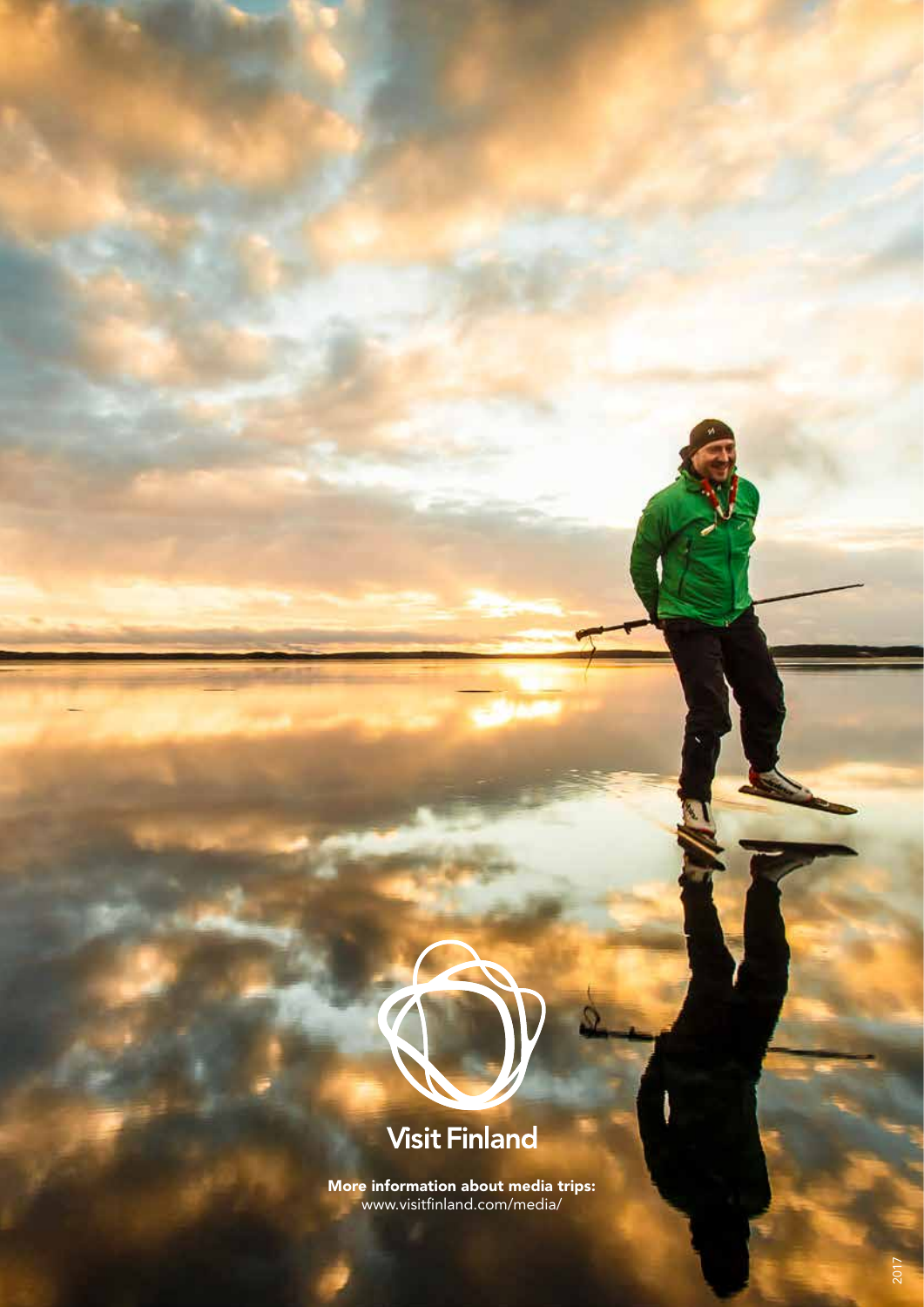Visit Finland

**More information about media trips:**
www.visitfinland.com/media/

2017